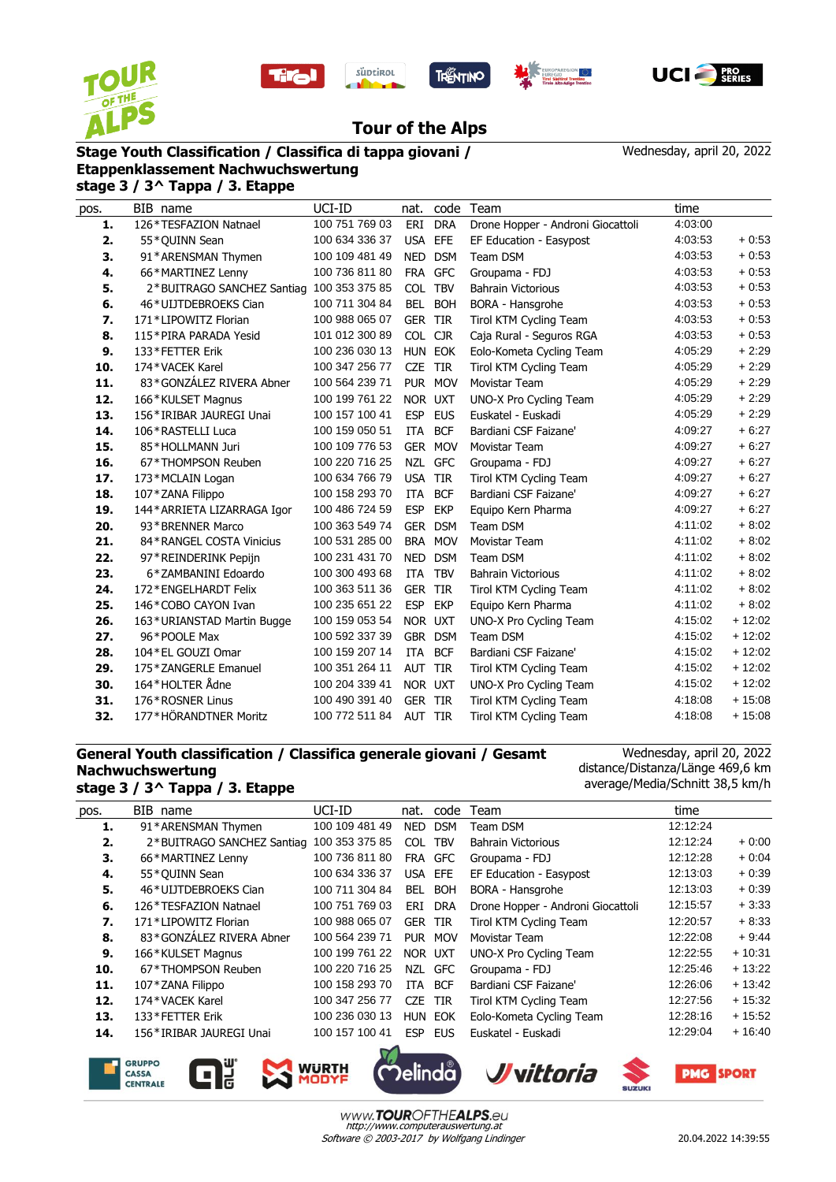# Tour of the Alps

**Stage Youth Classification / Classifica di tappa giovani / Etappenklassement Nachwuchswertung**
**stage 3 / 3^ Tappa / 3. Etappe**

Wednesday, april 20, 2022

| pos. | BIB name | UCI-ID | nat. | code | Team | time | |
|---|---|---|---|---|---|---|---|
| **1.** | 126*TESFAZION Natnael | 100 751 769 03 | ERI | DRA | Drone Hopper - Androni Giocattoli | 4:03:00 | |
| **2.** | 55*QUINN Sean | 100 634 336 37 | USA | EFE | EF Education - Easypost | 4:03:53 | + 0:53 |
| **3.** | 91*ARENSMAN Thymen | 100 109 481 49 | NED | DSM | Team DSM | 4:03:53 | + 0:53 |
| **4.** | 66*MARTINEZ Lenny | 100 736 811 80 | FRA | GFC | Groupama - FDJ | 4:03:53 | + 0:53 |
| **5.** | 2*BUITRAGO SANCHEZ Santiag | 100 353 375 85 | COL | TBV | Bahrain Victorious | 4:03:53 | + 0:53 |
| **6.** | 46*UIJTDEBROEKS Cian | 100 711 304 84 | BEL | BOH | BORA - Hansgrohe | 4:03:53 | + 0:53 |
| **7.** | 171*LIPOWITZ Florian | 100 988 065 07 | GER | TIR | Tirol KTM Cycling Team | 4:03:53 | + 0:53 |
| **8.** | 115*PIRA PARADA Yesid | 101 012 300 89 | COL | CJR | Caja Rural - Seguros RGA | 4:03:53 | + 0:53 |
| **9.** | 133*FETTER Erik | 100 236 030 13 | HUN | EOK | Eolo-Kometa Cycling Team | 4:05:29 | + 2:29 |
| **10.** | 174*VACEK Karel | 100 347 256 77 | CZE | TIR | Tirol KTM Cycling Team | 4:05:29 | + 2:29 |
| **11.** | 83*GONZÁLEZ RIVERA Abner | 100 564 239 71 | PUR | MOV | Movistar Team | 4:05:29 | + 2:29 |
| **12.** | 166*KULSET Magnus | 100 199 761 22 | NOR | UXT | UNO-X Pro Cycling Team | 4:05:29 | + 2:29 |
| **13.** | 156*IRIBAR JAUREGI Unai | 100 157 100 41 | ESP | EUS | Euskatel - Euskadi | 4:05:29 | + 2:29 |
| **14.** | 106*RASTELLI Luca | 100 159 050 51 | ITA | BCF | Bardiani CSF Faizane' | 4:09:27 | + 6:27 |
| **15.** | 85*HOLLMANN Juri | 100 109 776 53 | GER | MOV | Movistar Team | 4:09:27 | + 6:27 |
| **16.** | 67*THOMPSON Reuben | 100 220 716 25 | NZL | GFC | Groupama - FDJ | 4:09:27 | + 6:27 |
| **17.** | 173*MCLAIN Logan | 100 634 766 79 | USA | TIR | Tirol KTM Cycling Team | 4:09:27 | + 6:27 |
| **18.** | 107*ZANA Filippo | 100 158 293 70 | ITA | BCF | Bardiani CSF Faizane' | 4:09:27 | + 6:27 |
| **19.** | 144*ARRIETA LIZARRAGA Igor | 100 486 724 59 | ESP | EKP | Equipo Kern Pharma | 4:09:27 | + 6:27 |
| **20.** | 93*BRENNER Marco | 100 363 549 74 | GER | DSM | Team DSM | 4:11:02 | + 8:02 |
| **21.** | 84*RANGEL COSTA Vinicius | 100 531 285 00 | BRA | MOV | Movistar Team | 4:11:02 | + 8:02 |
| **22.** | 97*REINDERINK Pepijn | 100 231 431 70 | NED | DSM | Team DSM | 4:11:02 | + 8:02 |
| **23.** | 6*ZAMBANINI Edoardo | 100 300 493 68 | ITA | TBV | Bahrain Victorious | 4:11:02 | + 8:02 |
| **24.** | 172*ENGELHARDT Felix | 100 363 511 36 | GER | TIR | Tirol KTM Cycling Team | 4:11:02 | + 8:02 |
| **25.** | 146*COBO CAYON Ivan | 100 235 651 22 | ESP | EKP | Equipo Kern Pharma | 4:11:02 | + 8:02 |
| **26.** | 163*URIANSTAD Martin Bugge | 100 159 053 54 | NOR | UXT | UNO-X Pro Cycling Team | 4:15:02 | + 12:02 |
| **27.** | 96*POOLE Max | 100 592 337 39 | GBR | DSM | Team DSM | 4:15:02 | + 12:02 |
| **28.** | 104*EL GOUZI Omar | 100 159 207 14 | ITA | BCF | Bardiani CSF Faizane' | 4:15:02 | + 12:02 |
| **29.** | 175*ZANGERLE Emanuel | 100 351 264 11 | AUT | TIR | Tirol KTM Cycling Team | 4:15:02 | + 12:02 |
| **30.** | 164*HOLTER Ådne | 100 204 339 41 | NOR | UXT | UNO-X Pro Cycling Team | 4:15:02 | + 12:02 |
| **31.** | 176*ROSNER Linus | 100 490 391 40 | GER | TIR | Tirol KTM Cycling Team | 4:18:08 | + 15:08 |
| **32.** | 177*HÖRANDTNER Moritz | 100 772 511 84 | AUT | TIR | Tirol KTM Cycling Team | 4:18:08 | + 15:08 |

**General Youth classification / Classifica generale giovani / Gesamt Nachwuchswertung**
**stage 3 / 3^ Tappa / 3. Etappe**

Wednesday, april 20, 2022
distance/Distanza/Länge 469,6 km
average/Media/Schnitt 38,5 km/h

| pos. | BIB name | UCI-ID | nat. | code | Team | time | |
|---|---|---|---|---|---|---|---|
| **1.** | 91*ARENSMAN Thymen | 100 109 481 49 | NED | DSM | Team DSM | 12:12:24 | |
| **2.** | 2*BUITRAGO SANCHEZ Santiag | 100 353 375 85 | COL | TBV | Bahrain Victorious | 12:12:24 | + 0:00 |
| **3.** | 66*MARTINEZ Lenny | 100 736 811 80 | FRA | GFC | Groupama - FDJ | 12:12:28 | + 0:04 |
| **4.** | 55*QUINN Sean | 100 634 336 37 | USA | EFE | EF Education - Easypost | 12:13:03 | + 0:39 |
| **5.** | 46*UIJTDEBROEKS Cian | 100 711 304 84 | BEL | BOH | BORA - Hansgrohe | 12:13:03 | + 0:39 |
| **6.** | 126*TESFAZION Natnael | 100 751 769 03 | ERI | DRA | Drone Hopper - Androni Giocattoli | 12:15:57 | + 3:33 |
| **7.** | 171*LIPOWITZ Florian | 100 988 065 07 | GER | TIR | Tirol KTM Cycling Team | 12:20:57 | + 8:33 |
| **8.** | 83*GONZÁLEZ RIVERA Abner | 100 564 239 71 | PUR | MOV | Movistar Team | 12:22:08 | + 9:44 |
| **9.** | 166*KULSET Magnus | 100 199 761 22 | NOR | UXT | UNO-X Pro Cycling Team | 12:22:55 | + 10:31 |
| **10.** | 67*THOMPSON Reuben | 100 220 716 25 | NZL | GFC | Groupama - FDJ | 12:25:46 | + 13:22 |
| **11.** | 107*ZANA Filippo | 100 158 293 70 | ITA | BCF | Bardiani CSF Faizane' | 12:26:06 | + 13:42 |
| **12.** | 174*VACEK Karel | 100 347 256 77 | CZE | TIR | Tirol KTM Cycling Team | 12:27:56 | + 15:32 |
| **13.** | 133*FETTER Erik | 100 236 030 13 | HUN | EOK | Eolo-Kometa Cycling Team | 12:28:16 | + 15:52 |
| **14.** | 156*IRIBAR JAUREGI Unai | 100 157 100 41 | ESP | EUS | Euskatel - Euskadi | 12:29:04 | + 16:40 |

*www.TOUROFTHEALPS.eu*
*http://www.computerauswertung.at*
*Software © 2003-2017 by Wolfgang Lindinger*

20.04.2022 14:39:55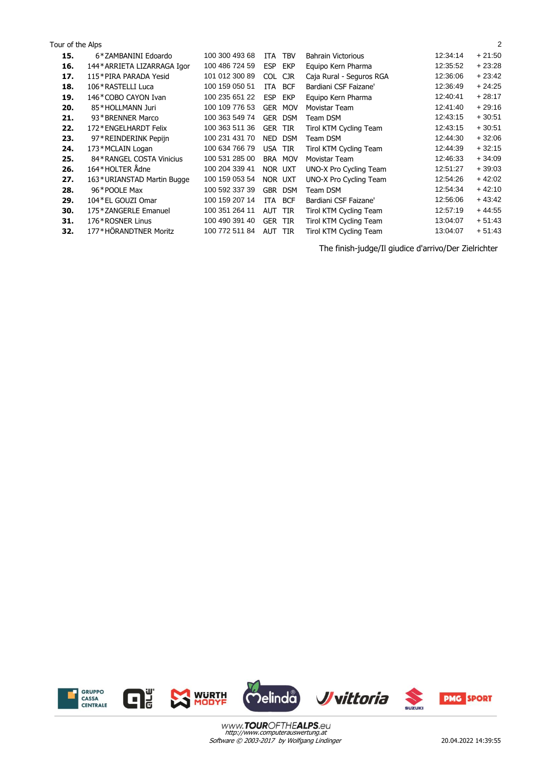| | | | | | | | |
|---|---|---|---|---|---|---|---|
| **15.** | 6*ZAMBANINI Edoardo | 100 300 493 68 | ITA | TBV | Bahrain Victorious | 12:34:14 | + 21:50 |
| **16.** | 144*ARRIETA LIZARRAGA Igor | 100 486 724 59 | ESP | EKP | Equipo Kern Pharma | 12:35:52 | + 23:28 |
| **17.** | 115*PIRA PARADA Yesid | 101 012 300 89 | COL | CJR | Caja Rural - Seguros RGA | 12:36:06 | + 23:42 |
| **18.** | 106*RASTELLI Luca | 100 159 050 51 | ITA | BCF | Bardiani CSF Faizane' | 12:36:49 | + 24:25 |
| **19.** | 146*COBO CAYON Ivan | 100 235 651 22 | ESP | EKP | Equipo Kern Pharma | 12:40:41 | + 28:17 |
| **20.** | 85*HOLLMANN Juri | 100 109 776 53 | GER | MOV | Movistar Team | 12:41:40 | + 29:16 |
| **21.** | 93*BRENNER Marco | 100 363 549 74 | GER | DSM | Team DSM | 12:43:15 | + 30:51 |
| **22.** | 172*ENGELHARDT Felix | 100 363 511 36 | GER | TIR | Tirol KTM Cycling Team | 12:43:15 | + 30:51 |
| **23.** | 97*REINDERINK Pepijn | 100 231 431 70 | NED | DSM | Team DSM | 12:44:30 | + 32:06 |
| **24.** | 173*MCLAIN Logan | 100 634 766 79 | USA | TIR | Tirol KTM Cycling Team | 12:44:39 | + 32:15 |
| **25.** | 84*RANGEL COSTA Vinicius | 100 531 285 00 | BRA | MOV | Movistar Team | 12:46:33 | + 34:09 |
| **26.** | 164*HOLTER Ådne | 100 204 339 41 | NOR | UXT | UNO-X Pro Cycling Team | 12:51:27 | + 39:03 |
| **27.** | 163*URIANSTAD Martin Bugge | 100 159 053 54 | NOR | UXT | UNO-X Pro Cycling Team | 12:54:26 | + 42:02 |
| **28.** | 96*POOLE Max | 100 592 337 39 | GBR | DSM | Team DSM | 12:54:34 | + 42:10 |
| **29.** | 104*EL GOUZI Omar | 100 159 207 14 | ITA | BCF | Bardiani CSF Faizane' | 12:56:06 | + 43:42 |
| **30.** | 175*ZANGERLE Emanuel | 100 351 264 11 | AUT | TIR | Tirol KTM Cycling Team | 12:57:19 | + 44:55 |
| **31.** | 176*ROSNER Linus | 100 490 391 40 | GER | TIR | Tirol KTM Cycling Team | 13:04:07 | + 51:43 |
| **32.** | 177*HÖRANDTNER Moritz | 100 772 511 84 | AUT | TIR | Tirol KTM Cycling Team | 13:04:07 | + 51:43 |

The finish-judge/Il giudice d'arrivo/Der Zielrichter

www.TOUROFTHEALPS.eu
*http://www.computerauswertung.at*
*Software © 2003-2017 by Wolfgang Lindinger*

20.04.2022 14:39:55